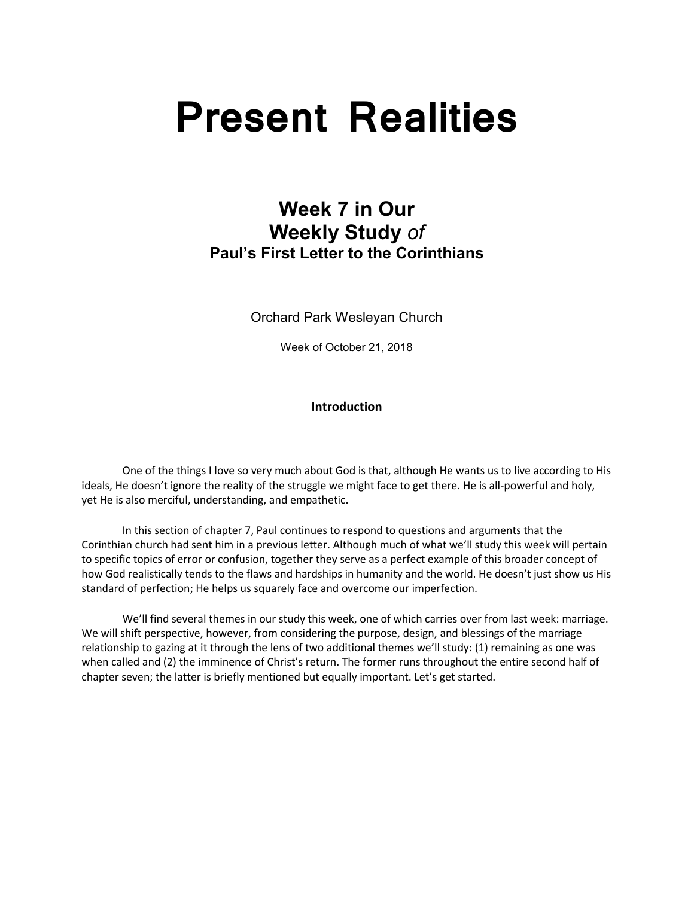# Present Realities

## Week 7 in Our
## Weekly Study *of*
### Paul's First Letter to the Corinthians

Orchard Park Wesleyan Church

Week of October 21, 2018

**Introduction**

One of the things I love so very much about God is that, although He wants us to live according to His ideals, He doesn't ignore the reality of the struggle we might face to get there. He is all-powerful and holy, yet He is also merciful, understanding, and empathetic.

In this section of chapter 7, Paul continues to respond to questions and arguments that the Corinthian church had sent him in a previous letter. Although much of what we'll study this week will pertain to specific topics of error or confusion, together they serve as a perfect example of this broader concept of how God realistically tends to the flaws and hardships in humanity and the world. He doesn't just show us His standard of perfection; He helps us squarely face and overcome our imperfection.

We'll find several themes in our study this week, one of which carries over from last week: marriage. We will shift perspective, however, from considering the purpose, design, and blessings of the marriage relationship to gazing at it through the lens of two additional themes we'll study: (1) remaining as one was when called and (2) the imminence of Christ's return. The former runs throughout the entire second half of chapter seven; the latter is briefly mentioned but equally important. Let's get started.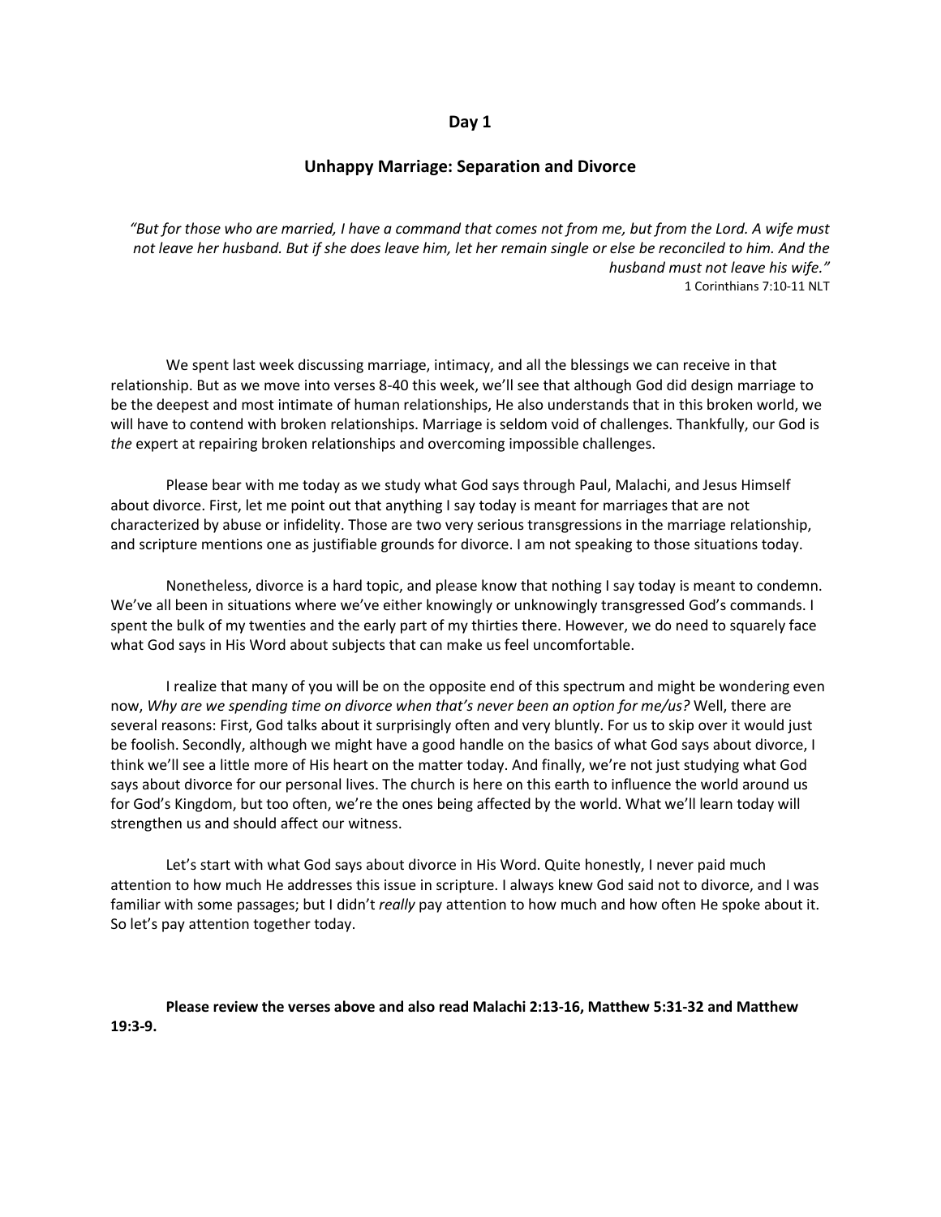## Day 1

## Unhappy Marriage: Separation and Divorce

*"But for those who are married, I have a command that comes not from me, but from the Lord. A wife must not leave her husband. But if she does leave him, let her remain single or else be reconciled to him. And the husband must not leave his wife."*

1 Corinthians 7:10-11 NLT

We spent last week discussing marriage, intimacy, and all the blessings we can receive in that relationship. But as we move into verses 8-40 this week, we'll see that although God did design marriage to be the deepest and most intimate of human relationships, He also understands that in this broken world, we will have to contend with broken relationships. Marriage is seldom void of challenges. Thankfully, our God is *the* expert at repairing broken relationships and overcoming impossible challenges.

Please bear with me today as we study what God says through Paul, Malachi, and Jesus Himself about divorce. First, let me point out that anything I say today is meant for marriages that are not characterized by abuse or infidelity. Those are two very serious transgressions in the marriage relationship, and scripture mentions one as justifiable grounds for divorce. I am not speaking to those situations today.

Nonetheless, divorce is a hard topic, and please know that nothing I say today is meant to condemn. We've all been in situations where we've either knowingly or unknowingly transgressed God's commands. I spent the bulk of my twenties and the early part of my thirties there. However, we do need to squarely face what God says in His Word about subjects that can make us feel uncomfortable.

I realize that many of you will be on the opposite end of this spectrum and might be wondering even now, *Why are we spending time on divorce when that's never been an option for me/us?* Well, there are several reasons: First, God talks about it surprisingly often and very bluntly. For us to skip over it would just be foolish. Secondly, although we might have a good handle on the basics of what God says about divorce, I think we'll see a little more of His heart on the matter today. And finally, we're not just studying what God says about divorce for our personal lives. The church is here on this earth to influence the world around us for God's Kingdom, but too often, we're the ones being affected by the world. What we'll learn today will strengthen us and should affect our witness.

Let's start with what God says about divorce in His Word. Quite honestly, I never paid much attention to how much He addresses this issue in scripture. I always knew God said not to divorce, and I was familiar with some passages; but I didn't *really* pay attention to how much and how often He spoke about it. So let's pay attention together today.

**Please review the verses above and also read Malachi 2:13-16, Matthew 5:31-32 and Matthew 19:3-9.**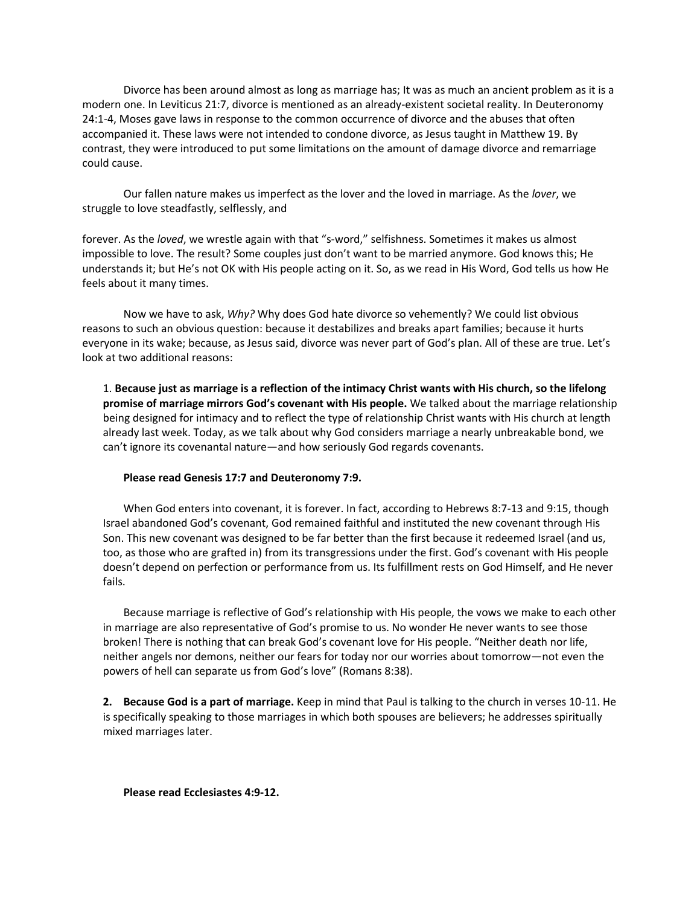Divorce has been around almost as long as marriage has; It was as much an ancient problem as it is a modern one. In Leviticus 21:7, divorce is mentioned as an already-existent societal reality. In Deuteronomy 24:1-4, Moses gave laws in response to the common occurrence of divorce and the abuses that often accompanied it. These laws were not intended to condone divorce, as Jesus taught in Matthew 19. By contrast, they were introduced to put some limitations on the amount of damage divorce and remarriage could cause.

Our fallen nature makes us imperfect as the lover and the loved in marriage. As the *lover*, we struggle to love steadfastly, selflessly, and forever. As the *loved*, we wrestle again with that "s-word," selfishness. Sometimes it makes us almost impossible to love. The result? Some couples just don't want to be married anymore. God knows this; He understands it; but He's not OK with His people acting on it. So, as we read in His Word, God tells us how He feels about it many times.

Now we have to ask, *Why?* Why does God hate divorce so vehemently? We could list obvious reasons to such an obvious question: because it destabilizes and breaks apart families; because it hurts everyone in its wake; because, as Jesus said, divorce was never part of God's plan. All of these are true. Let's look at two additional reasons:

1. **Because just as marriage is a reflection of the intimacy Christ wants with His church, so the lifelong promise of marriage mirrors God's covenant with His people.** We talked about the marriage relationship being designed for intimacy and to reflect the type of relationship Christ wants with His church at length already last week. Today, as we talk about why God considers marriage a nearly unbreakable bond, we can't ignore its covenantal nature—and how seriously God regards covenants.

   **Please read Genesis 17:7 and Deuteronomy 7:9.**

   When God enters into covenant, it is forever. In fact, according to Hebrews 8:7-13 and 9:15, though Israel abandoned God's covenant, God remained faithful and instituted the new covenant through His Son. This new covenant was designed to be far better than the first because it redeemed Israel (and us, too, as those who are grafted in) from its transgressions under the first. God's covenant with His people doesn't depend on perfection or performance from us. Its fulfillment rests on God Himself, and He never fails.

   Because marriage is reflective of God's relationship with His people, the vows we make to each other in marriage are also representative of God's promise to us. No wonder He never wants to see those broken! There is nothing that can break God's covenant love for His people. "Neither death nor life, neither angels nor demons, neither our fears for today nor our worries about tomorrow—not even the powers of hell can separate us from God's love" (Romans 8:38).

2. **Because God is a part of marriage.** Keep in mind that Paul is talking to the church in verses 10-11. He is specifically speaking to those marriages in which both spouses are believers; he addresses spiritually mixed marriages later.

   **Please read Ecclesiastes 4:9-12.**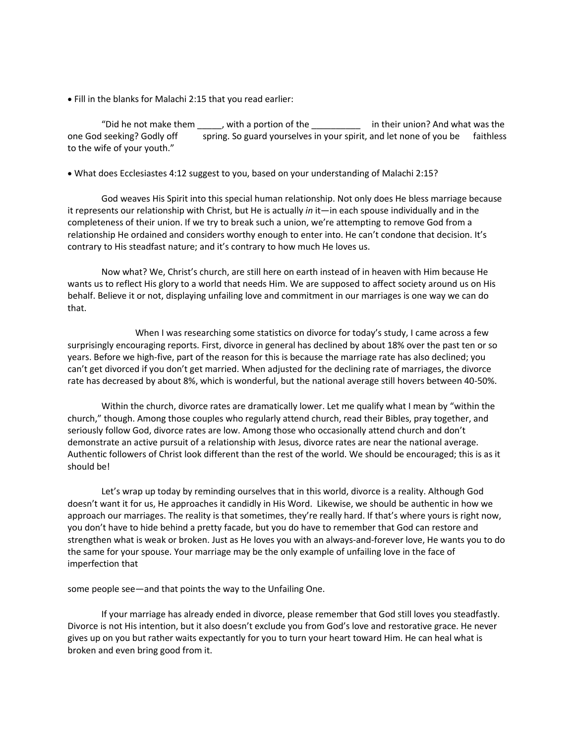- Fill in the blanks for Malachi 2:15 that you read earlier:

"Did he not make them _____, with a portion of the __________ in their union? And what was the one God seeking? Godly offspring. So guard yourselves in your spirit, and let none of you be faithless to the wife of your youth."

- What does Ecclesiastes 4:12 suggest to you, based on your understanding of Malachi 2:15?

God weaves His Spirit into this special human relationship. Not only does He bless marriage because it represents our relationship with Christ, but He is actually *in* it—in each spouse individually and in the completeness of their union. If we try to break such a union, we're attempting to remove God from a relationship He ordained and considers worthy enough to enter into. He can't condone that decision. It's contrary to His steadfast nature; and it's contrary to how much He loves us.

Now what? We, Christ's church, are still here on earth instead of in heaven with Him because He wants us to reflect His glory to a world that needs Him. We are supposed to affect society around us on His behalf. Believe it or not, displaying unfailing love and commitment in our marriages is one way we can do that.

When I was researching some statistics on divorce for today's study, I came across a few surprisingly encouraging reports. First, divorce in general has declined by about 18% over the past ten or so years. Before we high-five, part of the reason for this is because the marriage rate has also declined; you can't get divorced if you don't get married. When adjusted for the declining rate of marriages, the divorce rate has decreased by about 8%, which is wonderful, but the national average still hovers between 40-50%.

Within the church, divorce rates are dramatically lower. Let me qualify what I mean by "within the church," though. Among those couples who regularly attend church, read their Bibles, pray together, and seriously follow God, divorce rates are low. Among those who occasionally attend church and don't demonstrate an active pursuit of a relationship with Jesus, divorce rates are near the national average. Authentic followers of Christ look different than the rest of the world. We should be encouraged; this is as it should be!

Let's wrap up today by reminding ourselves that in this world, divorce is a reality. Although God doesn't want it for us, He approaches it candidly in His Word. Likewise, we should be authentic in how we approach our marriages. The reality is that sometimes, they're really hard. If that's where yours is right now, you don't have to hide behind a pretty facade, but you do have to remember that God can restore and strengthen what is weak or broken. Just as He loves you with an always-and-forever love, He wants you to do the same for your spouse. Your marriage may be the only example of unfailing love in the face of imperfection that some people see—and that points the way to the Unfailing One.

If your marriage has already ended in divorce, please remember that God still loves you steadfastly. Divorce is not His intention, but it also doesn't exclude you from God's love and restorative grace. He never gives up on you but rather waits expectantly for you to turn your heart toward Him. He can heal what is broken and even bring good from it.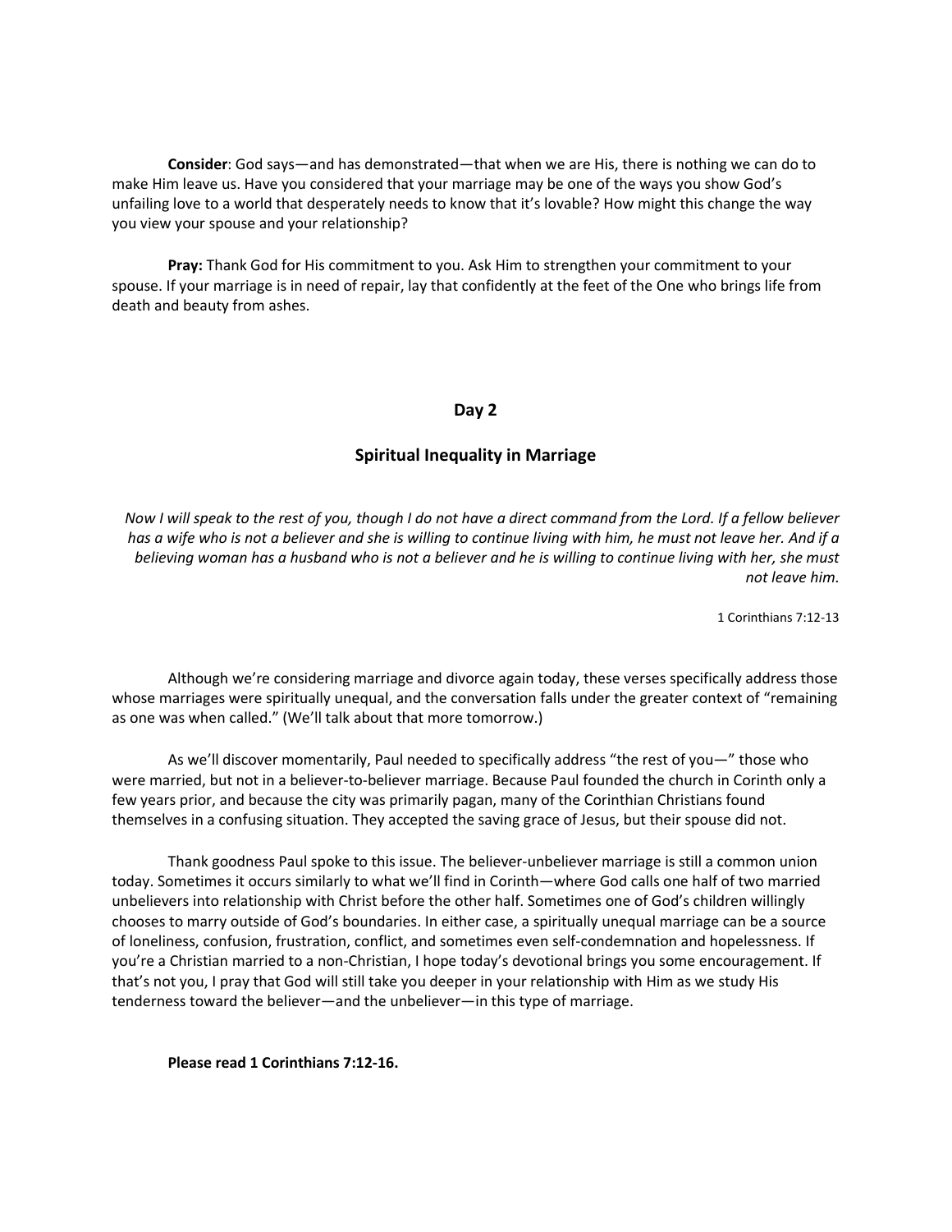**Consider**: God says—and has demonstrated—that when we are His, there is nothing we can do to make Him leave us. Have you considered that your marriage may be one of the ways you show God's unfailing love to a world that desperately needs to know that it's lovable? How might this change the way you view your spouse and your relationship?

**Pray:** Thank God for His commitment to you. Ask Him to strengthen your commitment to your spouse. If your marriage is in need of repair, lay that confidently at the feet of the One who brings life from death and beauty from ashes.

## Day 2

## Spiritual Inequality in Marriage

*Now I will speak to the rest of you, though I do not have a direct command from the Lord. If a fellow believer has a wife who is not a believer and she is willing to continue living with him, he must not leave her. And if a believing woman has a husband who is not a believer and he is willing to continue living with her, she must not leave him.*

1 Corinthians 7:12-13

Although we're considering marriage and divorce again today, these verses specifically address those whose marriages were spiritually unequal, and the conversation falls under the greater context of "remaining as one was when called." (We'll talk about that more tomorrow.)

As we'll discover momentarily, Paul needed to specifically address "the rest of you—" those who were married, but not in a believer-to-believer marriage. Because Paul founded the church in Corinth only a few years prior, and because the city was primarily pagan, many of the Corinthian Christians found themselves in a confusing situation. They accepted the saving grace of Jesus, but their spouse did not.

Thank goodness Paul spoke to this issue. The believer-unbeliever marriage is still a common union today. Sometimes it occurs similarly to what we'll find in Corinth—where God calls one half of two married unbelievers into relationship with Christ before the other half. Sometimes one of God's children willingly chooses to marry outside of God's boundaries. In either case, a spiritually unequal marriage can be a source of loneliness, confusion, frustration, conflict, and sometimes even self-condemnation and hopelessness. If you're a Christian married to a non-Christian, I hope today's devotional brings you some encouragement. If that's not you, I pray that God will still take you deeper in your relationship with Him as we study His tenderness toward the believer—and the unbeliever—in this type of marriage.

**Please read 1 Corinthians 7:12-16.**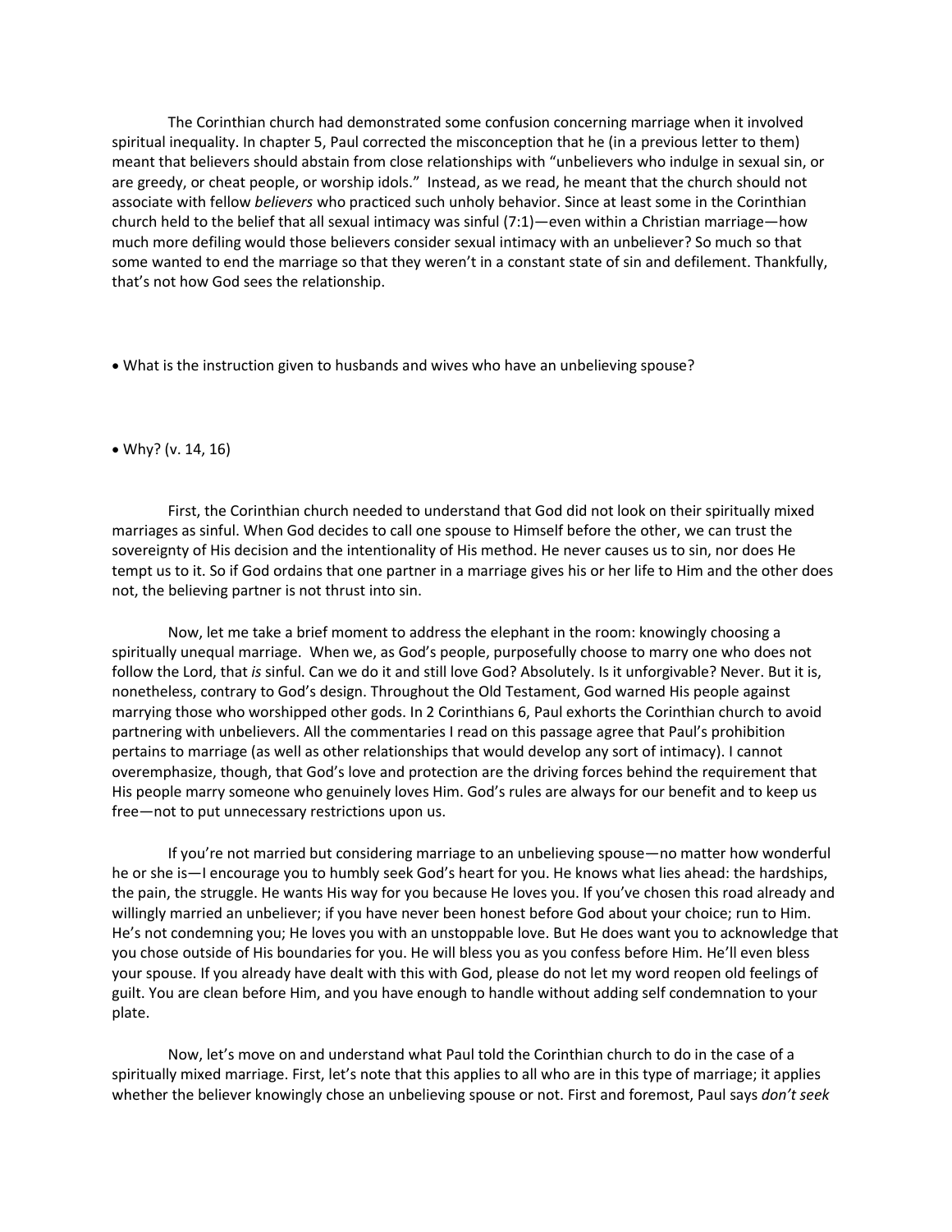The Corinthian church had demonstrated some confusion concerning marriage when it involved spiritual inequality. In chapter 5, Paul corrected the misconception that he (in a previous letter to them) meant that believers should abstain from close relationships with "unbelievers who indulge in sexual sin, or are greedy, or cheat people, or worship idols." Instead, as we read, he meant that the church should not associate with fellow *believers* who practiced such unholy behavior. Since at least some in the Corinthian church held to the belief that all sexual intimacy was sinful (7:1)—even within a Christian marriage—how much more defiling would those believers consider sexual intimacy with an unbeliever? So much so that some wanted to end the marriage so that they weren't in a constant state of sin and defilement. Thankfully, that's not how God sees the relationship.

- What is the instruction given to husbands and wives who have an unbelieving spouse?

- Why? (v. 14, 16)

First, the Corinthian church needed to understand that God did not look on their spiritually mixed marriages as sinful. When God decides to call one spouse to Himself before the other, we can trust the sovereignty of His decision and the intentionality of His method. He never causes us to sin, nor does He tempt us to it. So if God ordains that one partner in a marriage gives his or her life to Him and the other does not, the believing partner is not thrust into sin.

Now, let me take a brief moment to address the elephant in the room: knowingly choosing a spiritually unequal marriage. When we, as God's people, purposefully choose to marry one who does not follow the Lord, that *is* sinful. Can we do it and still love God? Absolutely. Is it unforgivable? Never. But it is, nonetheless, contrary to God's design. Throughout the Old Testament, God warned His people against marrying those who worshipped other gods. In 2 Corinthians 6, Paul exhorts the Corinthian church to avoid partnering with unbelievers. All the commentaries I read on this passage agree that Paul's prohibition pertains to marriage (as well as other relationships that would develop any sort of intimacy). I cannot overemphasize, though, that God's love and protection are the driving forces behind the requirement that His people marry someone who genuinely loves Him. God's rules are always for our benefit and to keep us free—not to put unnecessary restrictions upon us.

If you're not married but considering marriage to an unbelieving spouse—no matter how wonderful he or she is—I encourage you to humbly seek God's heart for you. He knows what lies ahead: the hardships, the pain, the struggle. He wants His way for you because He loves you. If you've chosen this road already and willingly married an unbeliever; if you have never been honest before God about your choice; run to Him. He's not condemning you; He loves you with an unstoppable love. But He does want you to acknowledge that you chose outside of His boundaries for you. He will bless you as you confess before Him. He'll even bless your spouse. If you already have dealt with this with God, please do not let my word reopen old feelings of guilt. You are clean before Him, and you have enough to handle without adding self condemnation to your plate.

Now, let's move on and understand what Paul told the Corinthian church to do in the case of a spiritually mixed marriage. First, let's note that this applies to all who are in this type of marriage; it applies whether the believer knowingly chose an unbelieving spouse or not. First and foremost, Paul says *don't seek*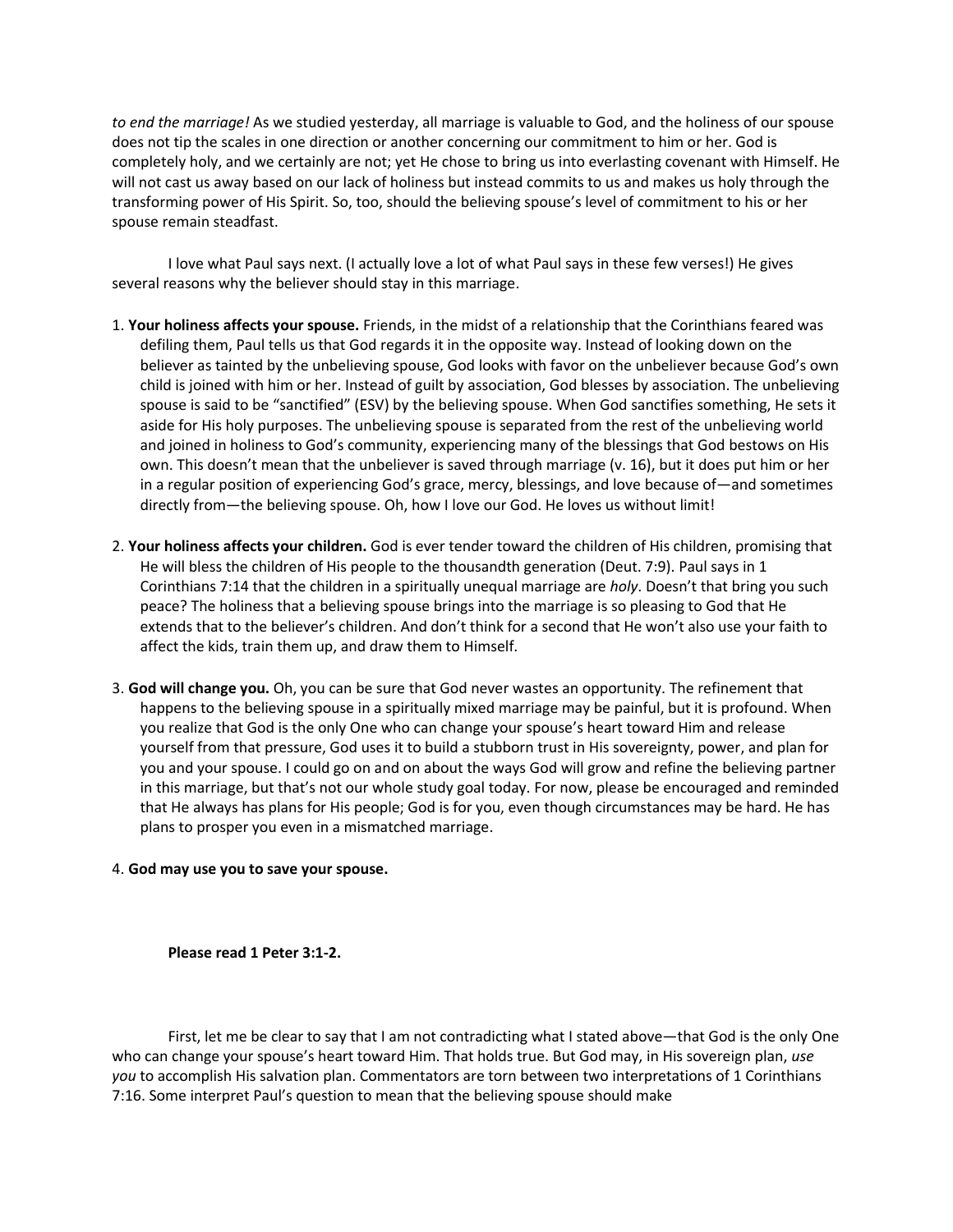*to end the marriage!* As we studied yesterday, all marriage is valuable to God, and the holiness of our spouse does not tip the scales in one direction or another concerning our commitment to him or her. God is completely holy, and we certainly are not; yet He chose to bring us into everlasting covenant with Himself. He will not cast us away based on our lack of holiness but instead commits to us and makes us holy through the transforming power of His Spirit. So, too, should the believing spouse's level of commitment to his or her spouse remain steadfast.

I love what Paul says next. (I actually love a lot of what Paul says in these few verses!) He gives several reasons why the believer should stay in this marriage.

1. **Your holiness affects your spouse.** Friends, in the midst of a relationship that the Corinthians feared was defiling them, Paul tells us that God regards it in the opposite way. Instead of looking down on the believer as tainted by the unbelieving spouse, God looks with favor on the unbeliever because God's own child is joined with him or her. Instead of guilt by association, God blesses by association. The unbelieving spouse is said to be "sanctified" (ESV) by the believing spouse. When God sanctifies something, He sets it aside for His holy purposes. The unbelieving spouse is separated from the rest of the unbelieving world and joined in holiness to God's community, experiencing many of the blessings that God bestows on His own. This doesn't mean that the unbeliever is saved through marriage (v. 16), but it does put him or her in a regular position of experiencing God's grace, mercy, blessings, and love because of—and sometimes directly from—the believing spouse. Oh, how I love our God. He loves us without limit!

2. **Your holiness affects your children.** God is ever tender toward the children of His children, promising that He will bless the children of His people to the thousandth generation (Deut. 7:9). Paul says in 1 Corinthians 7:14 that the children in a spiritually unequal marriage are *holy*. Doesn't that bring you such peace? The holiness that a believing spouse brings into the marriage is so pleasing to God that He extends that to the believer's children. And don't think for a second that He won't also use your faith to affect the kids, train them up, and draw them to Himself.

3. **God will change you.** Oh, you can be sure that God never wastes an opportunity. The refinement that happens to the believing spouse in a spiritually mixed marriage may be painful, but it is profound. When you realize that God is the only One who can change your spouse's heart toward Him and release yourself from that pressure, God uses it to build a stubborn trust in His sovereignty, power, and plan for you and your spouse. I could go on and on about the ways God will grow and refine the believing partner in this marriage, but that's not our whole study goal today. For now, please be encouraged and reminded that He always has plans for His people; God is for you, even though circumstances may be hard. He has plans to prosper you even in a mismatched marriage.

4. **God may use you to save your spouse.**

**Please read 1 Peter 3:1-2.**

First, let me be clear to say that I am not contradicting what I stated above—that God is the only One who can change your spouse's heart toward Him. That holds true. But God may, in His sovereign plan, *use you* to accomplish His salvation plan. Commentators are torn between two interpretations of 1 Corinthians 7:16. Some interpret Paul's question to mean that the believing spouse should make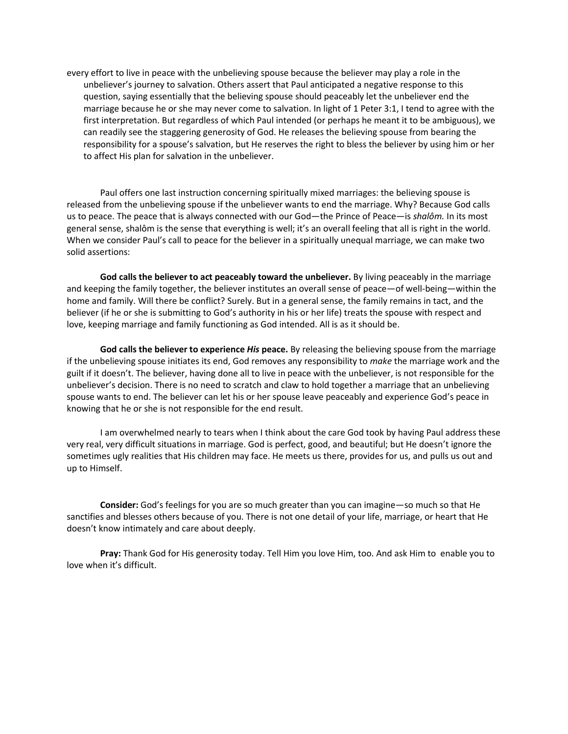every effort to live in peace with the unbelieving spouse because the believer may play a role in the unbeliever's journey to salvation. Others assert that Paul anticipated a negative response to this question, saying essentially that the believing spouse should peaceably let the unbeliever end the marriage because he or she may never come to salvation. In light of 1 Peter 3:1, I tend to agree with the first interpretation. But regardless of which Paul intended (or perhaps he meant it to be ambiguous), we can readily see the staggering generosity of God. He releases the believing spouse from bearing the responsibility for a spouse's salvation, but He reserves the right to bless the believer by using him or her to affect His plan for salvation in the unbeliever.

Paul offers one last instruction concerning spiritually mixed marriages: the believing spouse is released from the unbelieving spouse if the unbeliever wants to end the marriage. Why? Because God calls us to peace. The peace that is always connected with our God—the Prince of Peace—is *shalôm.* In its most general sense, shalôm is the sense that everything is well; it's an overall feeling that all is right in the world. When we consider Paul's call to peace for the believer in a spiritually unequal marriage, we can make two solid assertions:

**God calls the believer to act peaceably toward the unbeliever.** By living peaceably in the marriage and keeping the family together, the believer institutes an overall sense of peace—of well-being—within the home and family. Will there be conflict? Surely. But in a general sense, the family remains in tact, and the believer (if he or she is submitting to God's authority in his or her life) treats the spouse with respect and love, keeping marriage and family functioning as God intended. All is as it should be.

**God calls the believer to experience *His* peace.** By releasing the believing spouse from the marriage if the unbelieving spouse initiates its end, God removes any responsibility to *make* the marriage work and the guilt if it doesn't. The believer, having done all to live in peace with the unbeliever, is not responsible for the unbeliever's decision. There is no need to scratch and claw to hold together a marriage that an unbelieving spouse wants to end. The believer can let his or her spouse leave peaceably and experience God's peace in knowing that he or she is not responsible for the end result.

I am overwhelmed nearly to tears when I think about the care God took by having Paul address these very real, very difficult situations in marriage. God is perfect, good, and beautiful; but He doesn't ignore the sometimes ugly realities that His children may face. He meets us there, provides for us, and pulls us out and up to Himself.

**Consider:** God's feelings for you are so much greater than you can imagine—so much so that He sanctifies and blesses others because of you. There is not one detail of your life, marriage, or heart that He doesn't know intimately and care about deeply.

**Pray:** Thank God for His generosity today. Tell Him you love Him, too. And ask Him to enable you to love when it's difficult.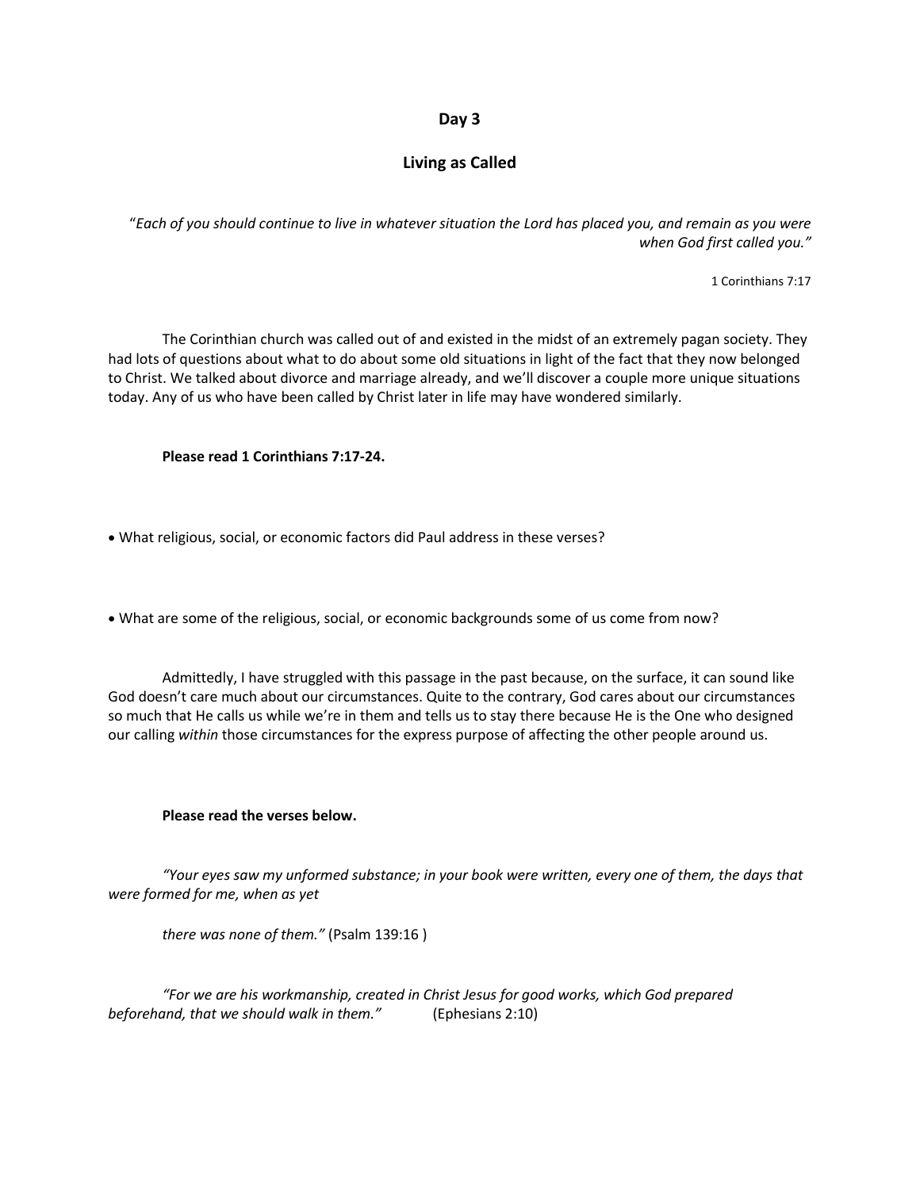## Day 3

## Living as Called

"*Each of you should continue to live in whatever situation the Lord has placed you, and remain as you were when God first called you."*

1 Corinthians 7:17

The Corinthian church was called out of and existed in the midst of an extremely pagan society. They had lots of questions about what to do about some old situations in light of the fact that they now belonged to Christ. We talked about divorce and marriage already, and we'll discover a couple more unique situations today. Any of us who have been called by Christ later in life may have wondered similarly.

**Please read 1 Corinthians 7:17-24.**

- What religious, social, or economic factors did Paul address in these verses?

- What are some of the religious, social, or economic backgrounds some of us come from now?

Admittedly, I have struggled with this passage in the past because, on the surface, it can sound like God doesn't care much about our circumstances. Quite to the contrary, God cares about our circumstances so much that He calls us while we're in them and tells us to stay there because He is the One who designed our calling *within* those circumstances for the express purpose of affecting the other people around us.

**Please read the verses below.**

*"Your eyes saw my unformed substance; in your book were written, every one of them, the days that were formed for me, when as yet*

*there was none of them."* (Psalm 139:16 )

*"For we are his workmanship, created in Christ Jesus for good works, which God prepared beforehand, that we should walk in them."* (Ephesians 2:10)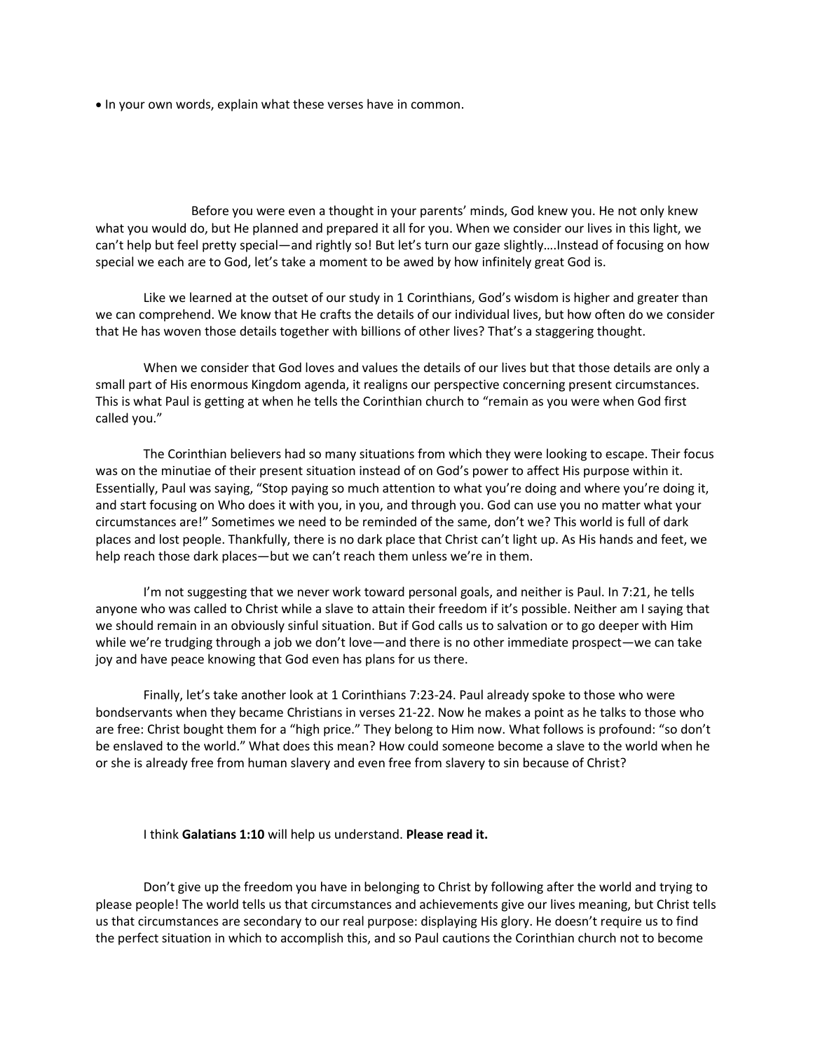- In your own words, explain what these verses have in common.

Before you were even a thought in your parents' minds, God knew you. He not only knew what you would do, but He planned and prepared it all for you. When we consider our lives in this light, we can't help but feel pretty special—and rightly so! But let's turn our gaze slightly….Instead of focusing on how special we each are to God, let's take a moment to be awed by how infinitely great God is.

Like we learned at the outset of our study in 1 Corinthians, God's wisdom is higher and greater than we can comprehend. We know that He crafts the details of our individual lives, but how often do we consider that He has woven those details together with billions of other lives? That's a staggering thought.

When we consider that God loves and values the details of our lives but that those details are only a small part of His enormous Kingdom agenda, it realigns our perspective concerning present circumstances. This is what Paul is getting at when he tells the Corinthian church to "remain as you were when God first called you."

The Corinthian believers had so many situations from which they were looking to escape. Their focus was on the minutiae of their present situation instead of on God's power to affect His purpose within it. Essentially, Paul was saying, "Stop paying so much attention to what you're doing and where you're doing it, and start focusing on Who does it with you, in you, and through you. God can use you no matter what your circumstances are!" Sometimes we need to be reminded of the same, don't we? This world is full of dark places and lost people. Thankfully, there is no dark place that Christ can't light up. As His hands and feet, we help reach those dark places—but we can't reach them unless we're in them.

I'm not suggesting that we never work toward personal goals, and neither is Paul. In 7:21, he tells anyone who was called to Christ while a slave to attain their freedom if it's possible. Neither am I saying that we should remain in an obviously sinful situation. But if God calls us to salvation or to go deeper with Him while we're trudging through a job we don't love—and there is no other immediate prospect—we can take joy and have peace knowing that God even has plans for us there.

Finally, let's take another look at 1 Corinthians 7:23-24. Paul already spoke to those who were bondservants when they became Christians in verses 21-22. Now he makes a point as he talks to those who are free: Christ bought them for a "high price." They belong to Him now. What follows is profound: "so don't be enslaved to the world." What does this mean? How could someone become a slave to the world when he or she is already free from human slavery and even free from slavery to sin because of Christ?

I think **Galatians 1:10** will help us understand. **Please read it.**

Don't give up the freedom you have in belonging to Christ by following after the world and trying to please people! The world tells us that circumstances and achievements give our lives meaning, but Christ tells us that circumstances are secondary to our real purpose: displaying His glory. He doesn't require us to find the perfect situation in which to accomplish this, and so Paul cautions the Corinthian church not to become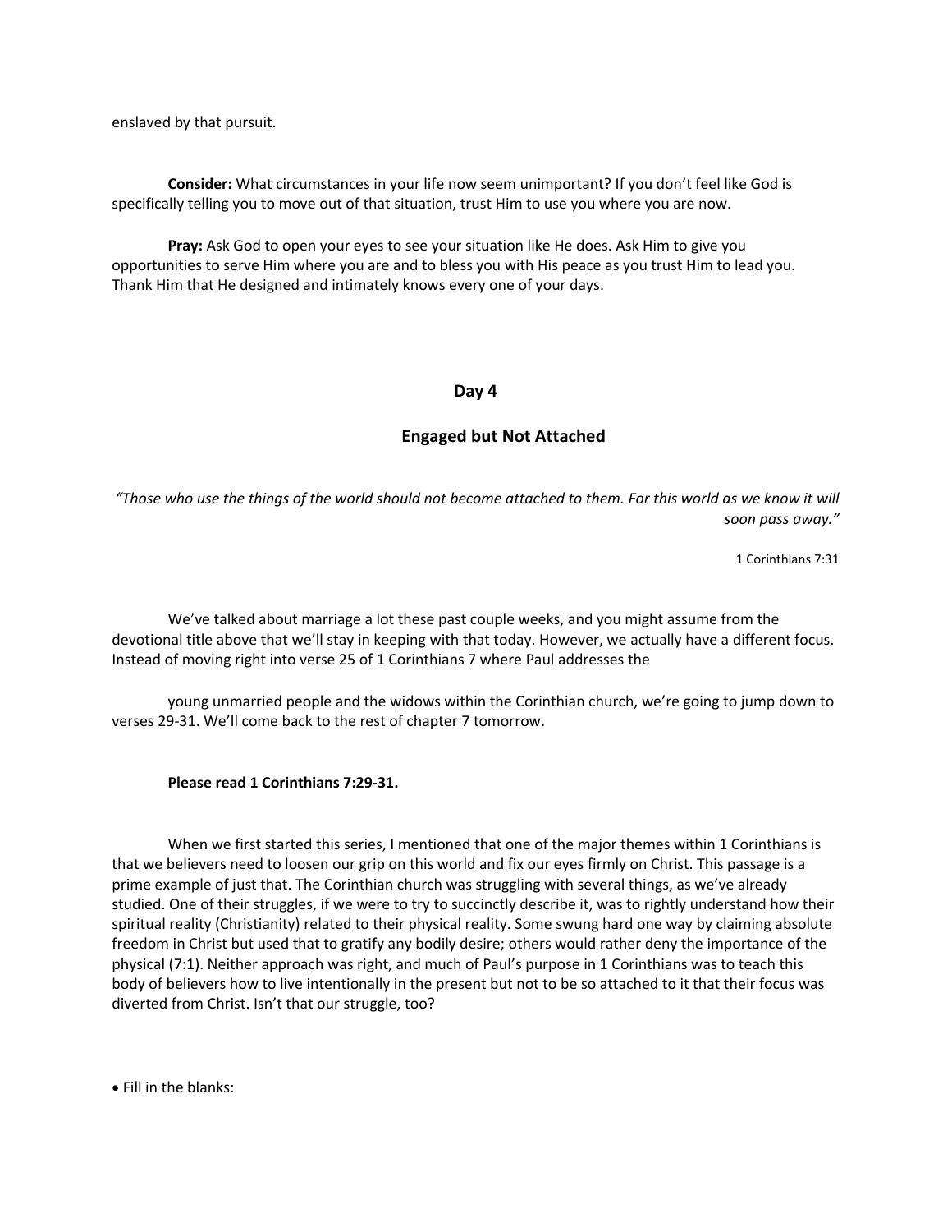enslaved by that pursuit.

**Consider:** What circumstances in your life now seem unimportant? If you don't feel like God is specifically telling you to move out of that situation, trust Him to use you where you are now.

**Pray:** Ask God to open your eyes to see your situation like He does. Ask Him to give you opportunities to serve Him where you are and to bless you with His peace as you trust Him to lead you. Thank Him that He designed and intimately knows every one of your days.

## Day 4

## Engaged but Not Attached

*"Those who use the things of the world should not become attached to them. For this world as we know it will soon pass away."*

1 Corinthians 7:31

We've talked about marriage a lot these past couple weeks, and you might assume from the devotional title above that we'll stay in keeping with that today. However, we actually have a different focus. Instead of moving right into verse 25 of 1 Corinthians 7 where Paul addresses the young unmarried people and the widows within the Corinthian church, we're going to jump down to verses 29-31. We'll come back to the rest of chapter 7 tomorrow.

**Please read 1 Corinthians 7:29-31.**

When we first started this series, I mentioned that one of the major themes within 1 Corinthians is that we believers need to loosen our grip on this world and fix our eyes firmly on Christ. This passage is a prime example of just that. The Corinthian church was struggling with several things, as we've already studied. One of their struggles, if we were to try to succinctly describe it, was to rightly understand how their spiritual reality (Christianity) related to their physical reality. Some swung hard one way by claiming absolute freedom in Christ but used that to gratify any bodily desire; others would rather deny the importance of the physical (7:1). Neither approach was right, and much of Paul's purpose in 1 Corinthians was to teach this body of believers how to live intentionally in the present but not to be so attached to it that their focus was diverted from Christ. Isn't that our struggle, too?

- Fill in the blanks: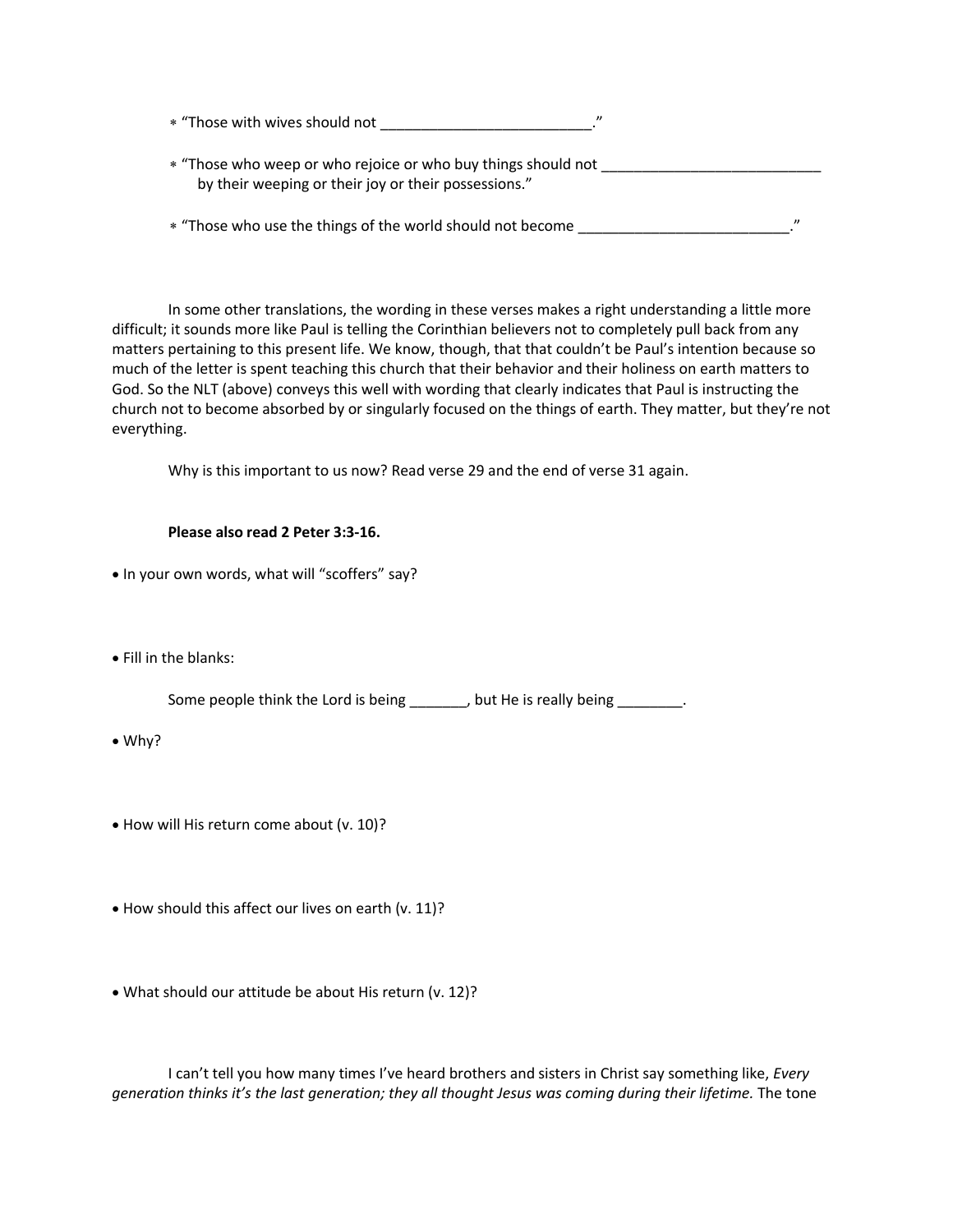* “Those with wives should not __________________________.”

* “Those who weep or who rejoice or who buy things should not ___________________________ by their weeping or their joy or their possessions.”

* “Those who use the things of the world should not become __________________________.”

In some other translations, the wording in these verses makes a right understanding a little more difficult; it sounds more like Paul is telling the Corinthian believers not to completely pull back from any matters pertaining to this present life. We know, though, that that couldn’t be Paul’s intention because so much of the letter is spent teaching this church that their behavior and their holiness on earth matters to God. So the NLT (above) conveys this well with wording that clearly indicates that Paul is instructing the church not to become absorbed by or singularly focused on the things of earth. They matter, but they’re not everything.

Why is this important to us now? Read verse 29 and the end of verse 31 again.

**Please also read 2 Peter 3:3-16.**

- In your own words, what will “scoffers” say?

- Fill in the blanks:

  Some people think the Lord is being _______, but He is really being ________.

- Why?

- How will His return come about (v. 10)?

- How should this affect our lives on earth (v. 11)?

- What should our attitude be about His return (v. 12)?

I can’t tell you how many times I’ve heard brothers and sisters in Christ say something like, *Every generation thinks it’s the last generation; they all thought Jesus was coming during their lifetime.* The tone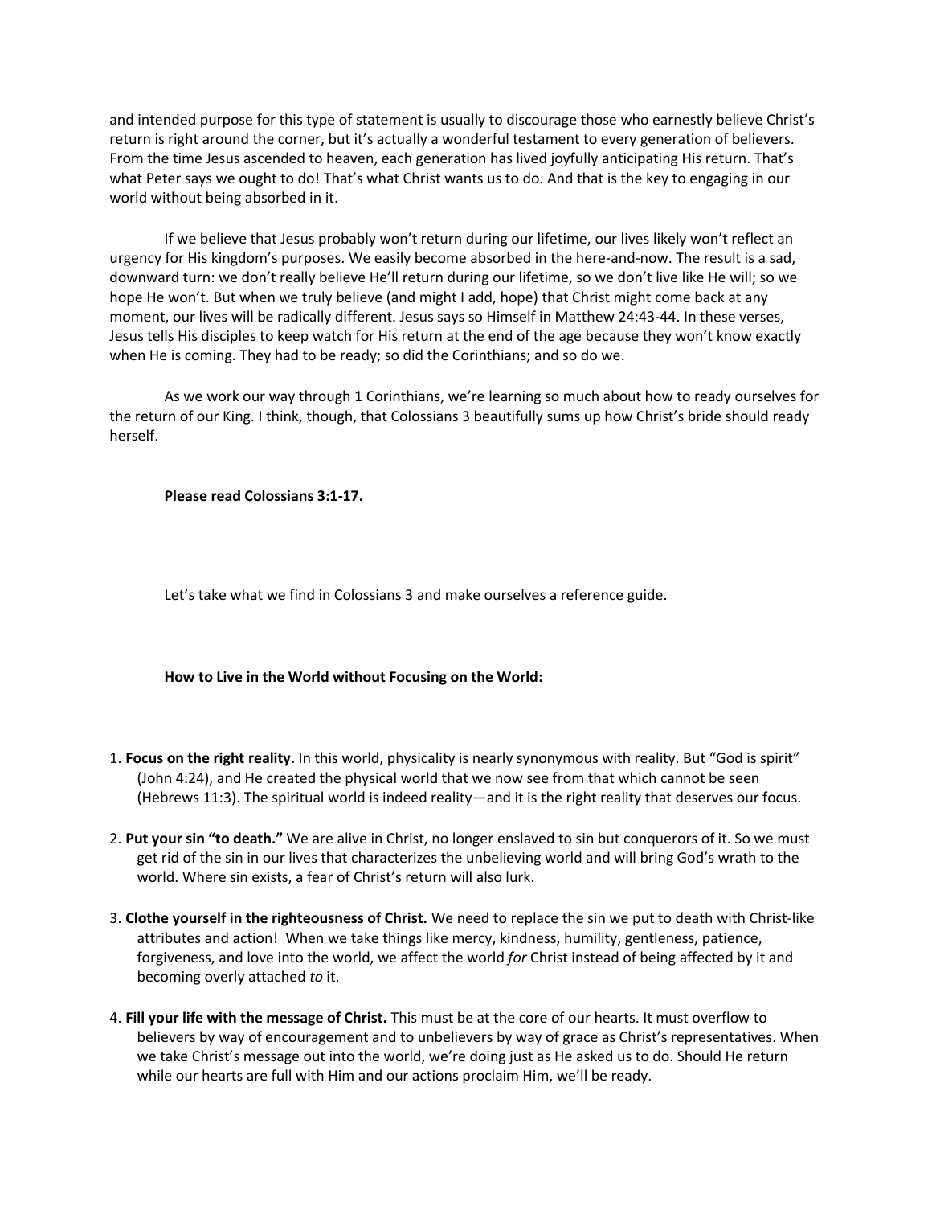and intended purpose for this type of statement is usually to discourage those who earnestly believe Christ's return is right around the corner, but it's actually a wonderful testament to every generation of believers. From the time Jesus ascended to heaven, each generation has lived joyfully anticipating His return. That's what Peter says we ought to do! That's what Christ wants us to do. And that is the key to engaging in our world without being absorbed in it.

If we believe that Jesus probably won't return during our lifetime, our lives likely won't reflect an urgency for His kingdom's purposes. We easily become absorbed in the here-and-now. The result is a sad, downward turn: we don't really believe He'll return during our lifetime, so we don't live like He will; so we hope He won't. But when we truly believe (and might I add, hope) that Christ might come back at any moment, our lives will be radically different. Jesus says so Himself in Matthew 24:43-44. In these verses, Jesus tells His disciples to keep watch for His return at the end of the age because they won't know exactly when He is coming. They had to be ready; so did the Corinthians; and so do we.

As we work our way through 1 Corinthians, we're learning so much about how to ready ourselves for the return of our King. I think, though, that Colossians 3 beautifully sums up how Christ's bride should ready herself.

**Please read Colossians 3:1-17.**

Let's take what we find in Colossians 3 and make ourselves a reference guide.

**How to Live in the World without Focusing on the World:**

1. **Focus on the right reality.** In this world, physicality is nearly synonymous with reality. But "God is spirit" (John 4:24), and He created the physical world that we now see from that which cannot be seen (Hebrews 11:3). The spiritual world is indeed reality—and it is the right reality that deserves our focus.

2. **Put your sin "to death."** We are alive in Christ, no longer enslaved to sin but conquerors of it. So we must get rid of the sin in our lives that characterizes the unbelieving world and will bring God's wrath to the world. Where sin exists, a fear of Christ's return will also lurk.

3. **Clothe yourself in the righteousness of Christ.** We need to replace the sin we put to death with Christ-like attributes and action! When we take things like mercy, kindness, humility, gentleness, patience, forgiveness, and love into the world, we affect the world *for* Christ instead of being affected by it and becoming overly attached *to* it.

4. **Fill your life with the message of Christ.** This must be at the core of our hearts. It must overflow to believers by way of encouragement and to unbelievers by way of grace as Christ's representatives. When we take Christ's message out into the world, we're doing just as He asked us to do. Should He return while our hearts are full with Him and our actions proclaim Him, we'll be ready.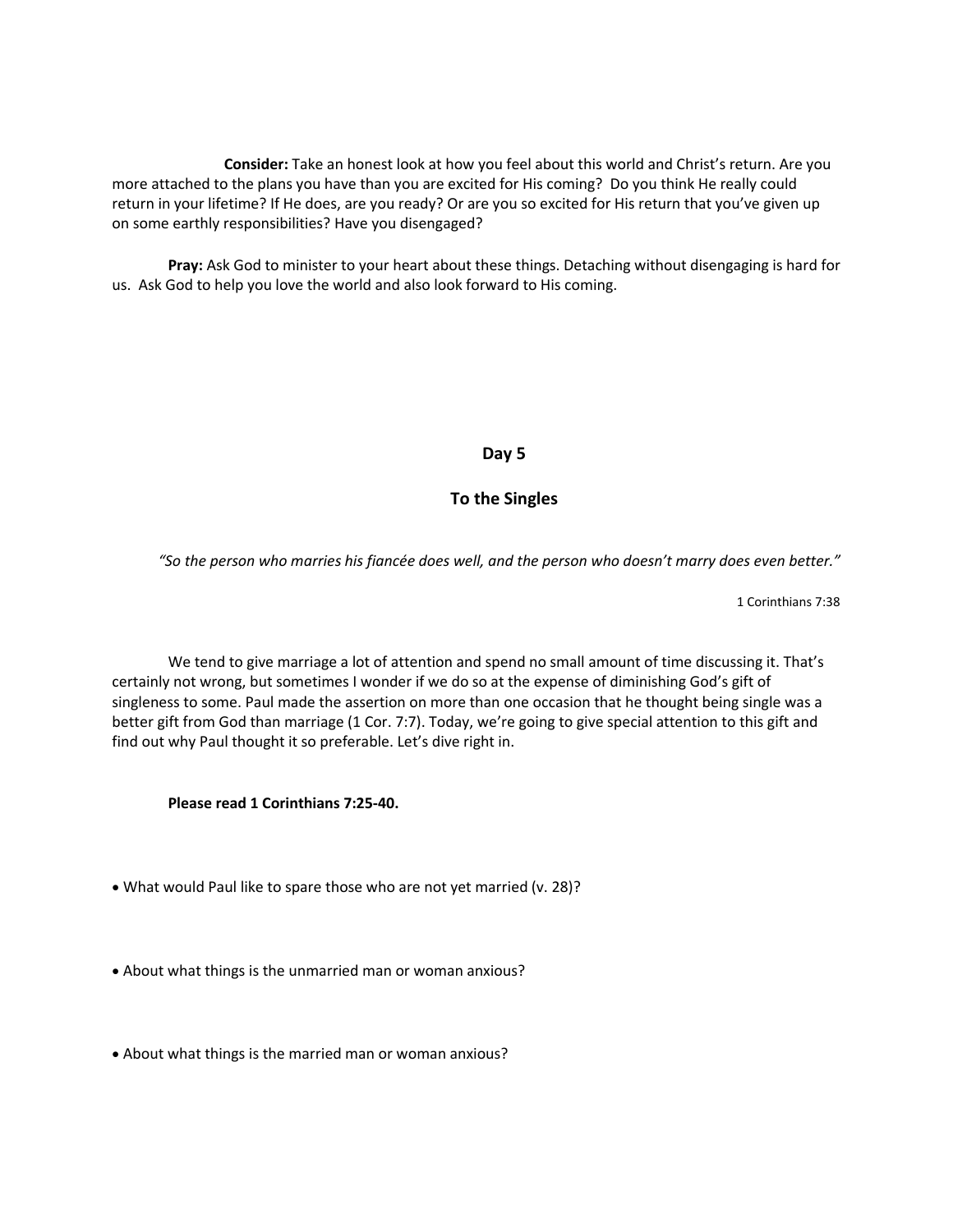**Consider:** Take an honest look at how you feel about this world and Christ's return. Are you more attached to the plans you have than you are excited for His coming? Do you think He really could return in your lifetime? If He does, are you ready? Or are you so excited for His return that you've given up on some earthly responsibilities? Have you disengaged?

**Pray:** Ask God to minister to your heart about these things. Detaching without disengaging is hard for us. Ask God to help you love the world and also look forward to His coming.

## Day 5

## To the Singles

*"So the person who marries his fiancée does well, and the person who doesn't marry does even better."*

1 Corinthians 7:38

We tend to give marriage a lot of attention and spend no small amount of time discussing it. That's certainly not wrong, but sometimes I wonder if we do so at the expense of diminishing God's gift of singleness to some. Paul made the assertion on more than one occasion that he thought being single was a better gift from God than marriage (1 Cor. 7:7). Today, we're going to give special attention to this gift and find out why Paul thought it so preferable. Let's dive right in.

**Please read 1 Corinthians 7:25-40.**

- What would Paul like to spare those who are not yet married (v. 28)?

- About what things is the unmarried man or woman anxious?

- About what things is the married man or woman anxious?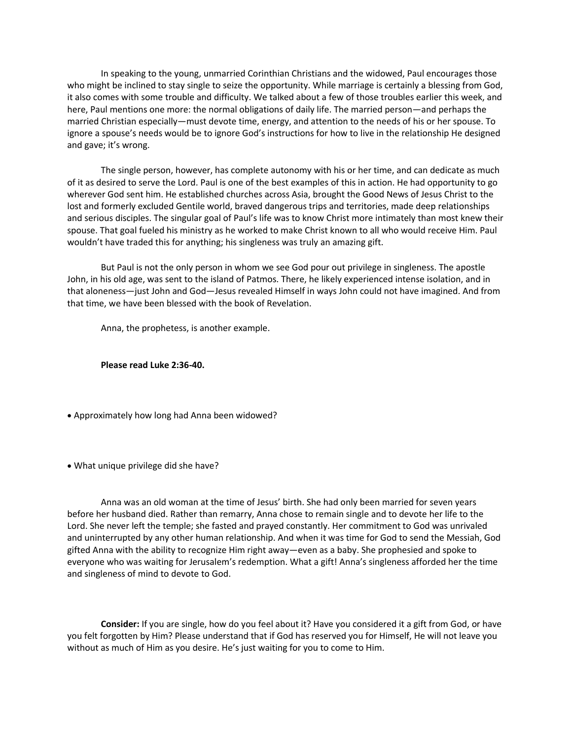In speaking to the young, unmarried Corinthian Christians and the widowed, Paul encourages those who might be inclined to stay single to seize the opportunity. While marriage is certainly a blessing from God, it also comes with some trouble and difficulty. We talked about a few of those troubles earlier this week, and here, Paul mentions one more: the normal obligations of daily life. The married person—and perhaps the married Christian especially—must devote time, energy, and attention to the needs of his or her spouse. To ignore a spouse's needs would be to ignore God's instructions for how to live in the relationship He designed and gave; it's wrong.

The single person, however, has complete autonomy with his or her time, and can dedicate as much of it as desired to serve the Lord. Paul is one of the best examples of this in action. He had opportunity to go wherever God sent him. He established churches across Asia, brought the Good News of Jesus Christ to the lost and formerly excluded Gentile world, braved dangerous trips and territories, made deep relationships and serious disciples. The singular goal of Paul's life was to know Christ more intimately than most knew their spouse. That goal fueled his ministry as he worked to make Christ known to all who would receive Him. Paul wouldn't have traded this for anything; his singleness was truly an amazing gift.

But Paul is not the only person in whom we see God pour out privilege in singleness. The apostle John, in his old age, was sent to the island of Patmos. There, he likely experienced intense isolation, and in that aloneness—just John and God—Jesus revealed Himself in ways John could not have imagined. And from that time, we have been blessed with the book of Revelation.

Anna, the prophetess, is another example.

**Please read Luke 2:36-40.**

- Approximately how long had Anna been widowed?

- What unique privilege did she have?

Anna was an old woman at the time of Jesus' birth. She had only been married for seven years before her husband died. Rather than remarry, Anna chose to remain single and to devote her life to the Lord. She never left the temple; she fasted and prayed constantly. Her commitment to God was unrivaled and uninterrupted by any other human relationship. And when it was time for God to send the Messiah, God gifted Anna with the ability to recognize Him right away—even as a baby. She prophesied and spoke to everyone who was waiting for Jerusalem's redemption. What a gift! Anna's singleness afforded her the time and singleness of mind to devote to God.

**Consider:** If you are single, how do you feel about it? Have you considered it a gift from God, or have you felt forgotten by Him? Please understand that if God has reserved you for Himself, He will not leave you without as much of Him as you desire. He's just waiting for you to come to Him.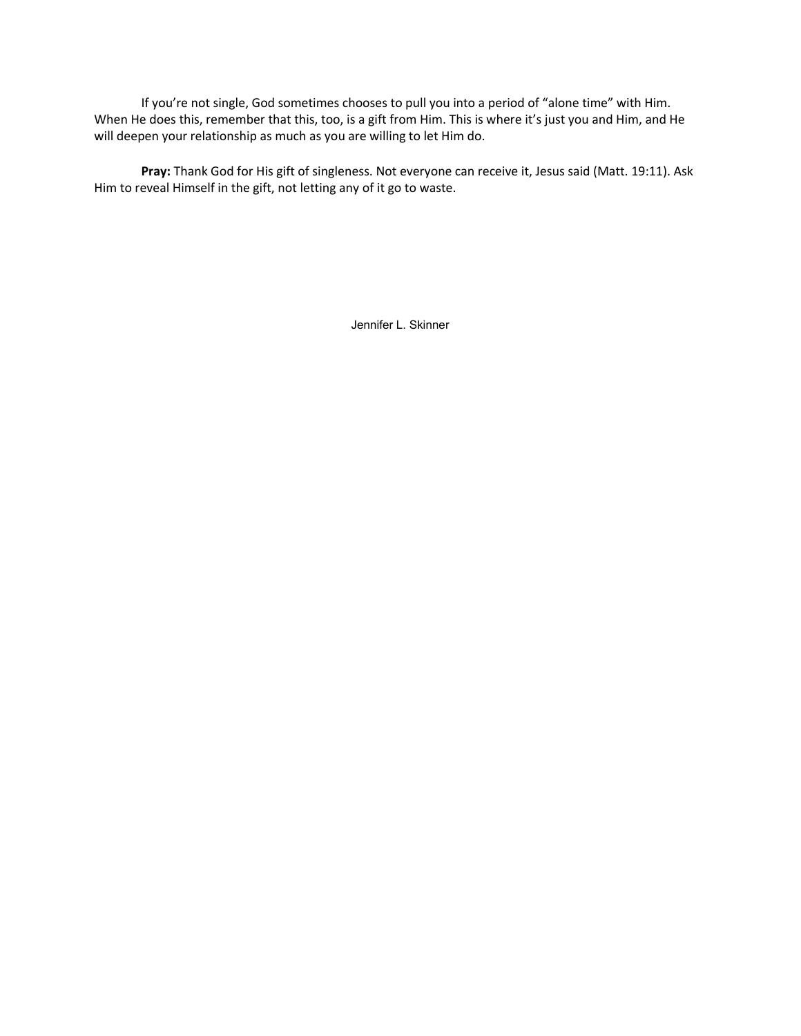If you're not single, God sometimes chooses to pull you into a period of "alone time" with Him. When He does this, remember that this, too, is a gift from Him. This is where it's just you and Him, and He will deepen your relationship as much as you are willing to let Him do.

**Pray:** Thank God for His gift of singleness. Not everyone can receive it, Jesus said (Matt. 19:11). Ask Him to reveal Himself in the gift, not letting any of it go to waste.

Jennifer L. Skinner